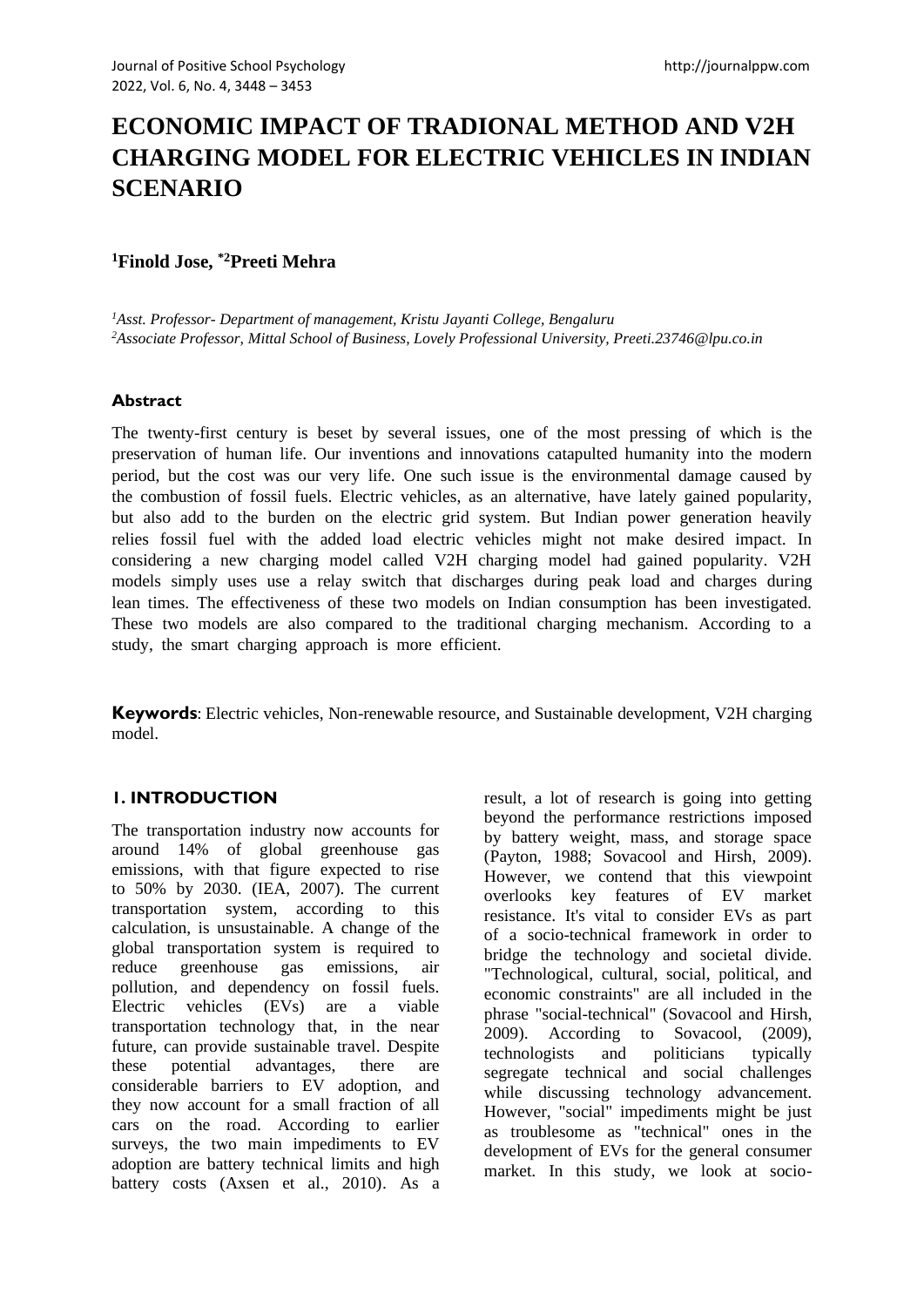# ECONOMIC IMPACT OF TRADIONAL METHOD AND V2H CHARGING MODEL FOR ELECTRIC VEHICLES IN INDIAN SCENARIO

**[1]Finold Jose, *[2]Preeti Mehra**

*[1]Asst. Professor- Department of management, Kristu Jayanti College, Bengaluru*
*[2]Associate Professor, Mittal School of Business, Lovely Professional University, Preeti.23746@lpu.co.in*

### Abstract

The twenty-first century is beset by several issues, one of the most pressing of which is the preservation of human life. Our inventions and innovations catapulted humanity into the modern period, but the cost was our very life. One such issue is the environmental damage caused by the combustion of fossil fuels. Electric vehicles, as an alternative, have lately gained popularity, but also add to the burden on the electric grid system. But Indian power generation heavily relies fossil fuel with the added load electric vehicles might not make desired impact. In considering a new charging model called V2H charging model had gained popularity. V2H models simply uses use a relay switch that discharges during peak load and charges during lean times. The effectiveness of these two models on Indian consumption has been investigated. These two models are also compared to the traditional charging mechanism. According to a study, the smart charging approach is more efficient.

**Keywords**: Electric vehicles, Non-renewable resource, and Sustainable development, V2H charging model.

## 1. INTRODUCTION

The transportation industry now accounts for around 14% of global greenhouse gas emissions, with that figure expected to rise to 50% by 2030. (IEA, 2007). The current transportation system, according to this calculation, is unsustainable. A change of the global transportation system is required to reduce greenhouse gas emissions, air pollution, and dependency on fossil fuels. Electric vehicles (EVs) are a viable transportation technology that, in the near future, can provide sustainable travel. Despite these potential advantages, there are considerable barriers to EV adoption, and they now account for a small fraction of all cars on the road. According to earlier surveys, the two main impediments to EV adoption are battery technical limits and high battery costs (Axsen et al., 2010). As a result, a lot of research is going into getting beyond the performance restrictions imposed by battery weight, mass, and storage space (Payton, 1988; Sovacool and Hirsh, 2009). However, we contend that this viewpoint overlooks key features of EV market resistance. It's vital to consider EVs as part of a socio-technical framework in order to bridge the technology and societal divide. "Technological, cultural, social, political, and economic constraints" are all included in the phrase "social-technical" (Sovacool and Hirsh, 2009). According to Sovacool, (2009), technologists and politicians typically segregate technical and social challenges while discussing technology advancement. However, "social" impediments might be just as troublesome as "technical" ones in the development of EVs for the general consumer market. In this study, we look at socio-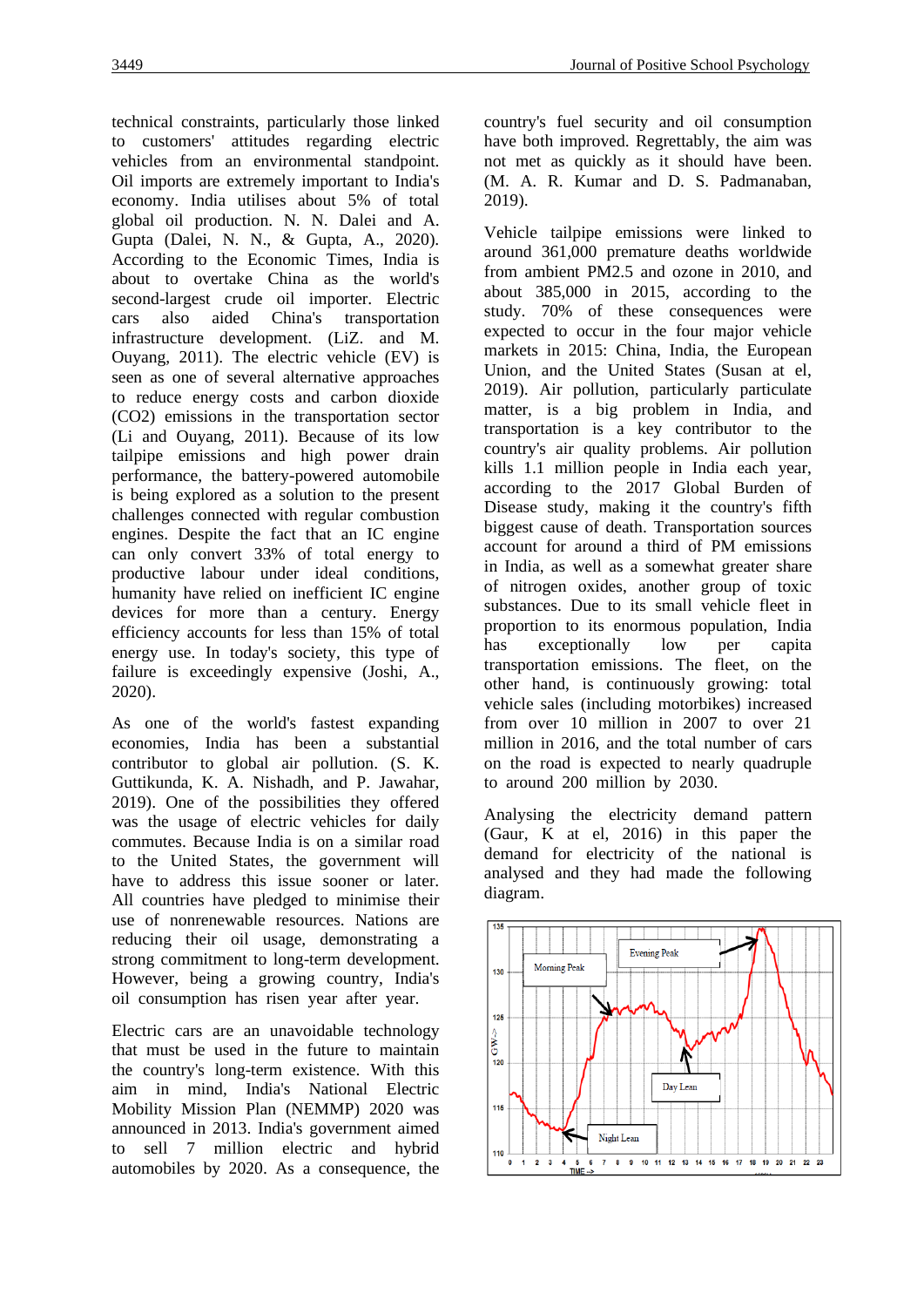technical constraints, particularly those linked to customers' attitudes regarding electric vehicles from an environmental standpoint. Oil imports are extremely important to India's economy. India utilises about 5% of total global oil production. N. N. Dalei and A. Gupta (Dalei, N. N., & Gupta, A., 2020). According to the Economic Times, India is about to overtake China as the world's second-largest crude oil importer. Electric cars also aided China's transportation infrastructure development. (LiZ. and M. Ouyang, 2011). The electric vehicle (EV) is seen as one of several alternative approaches to reduce energy costs and carbon dioxide ($CO_2$) emissions in the transportation sector (Li and Ouyang, 2011). Because of its low tailpipe emissions and high power drain performance, the battery-powered automobile is being explored as a solution to the present challenges connected with regular combustion engines. Despite the fact that an IC engine can only convert 33% of total energy to productive labour under ideal conditions, humanity have relied on inefficient IC engine devices for more than a century. Energy efficiency accounts for less than 15% of total energy use. In today's society, this type of failure is exceedingly expensive (Joshi, A., 2020).

As one of the world's fastest expanding economies, India has been a substantial contributor to global air pollution. (S. K. Guttikunda, K. A. Nishadh, and P. Jawahar, 2019). One of the possibilities they offered was the usage of electric vehicles for daily commutes. Because India is on a similar road to the United States, the government will have to address this issue sooner or later. All countries have pledged to minimise their use of nonrenewable resources. Nations are reducing their oil usage, demonstrating a strong commitment to long-term development. However, being a growing country, India's oil consumption has risen year after year.

Electric cars are an unavoidable technology that must be used in the future to maintain the country's long-term existence. With this aim in mind, India's National Electric Mobility Mission Plan (NEMMP) 2020 was announced in 2013. India's government aimed to sell 7 million electric and hybrid automobiles by 2020. As a consequence, the country's fuel security and oil consumption have both improved. Regrettably, the aim was not met as quickly as it should have been. (M. A. R. Kumar and D. S. Padmanaban, 2019).

Vehicle tailpipe emissions were linked to around 361,000 premature deaths worldwide from ambient PM2.5 and ozone in 2010, and about 385,000 in 2015, according to the study. 70% of these consequences were expected to occur in the four major vehicle markets in 2015: China, India, the European Union, and the United States (Susan at el, 2019). Air pollution, particularly particulate matter, is a big problem in India, and transportation is a key contributor to the country's air quality problems. Air pollution kills 1.1 million people in India each year, according to the 2017 Global Burden of Disease study, making it the country's fifth biggest cause of death. Transportation sources account for around a third of PM emissions in India, as well as a somewhat greater share of nitrogen oxides, another group of toxic substances. Due to its small vehicle fleet in proportion to its enormous population, India has exceptionally low per capita transportation emissions. The fleet, on the other hand, is continuously growing: total vehicle sales (including motorbikes) increased from over 10 million in 2007 to over 21 million in 2016, and the total number of cars on the road is expected to nearly quadruple to around 200 million by 2030.

Analysing the electricity demand pattern (Gaur, K at el, 2016) in this paper the demand for electricity of the national is analysed and they had made the following diagram.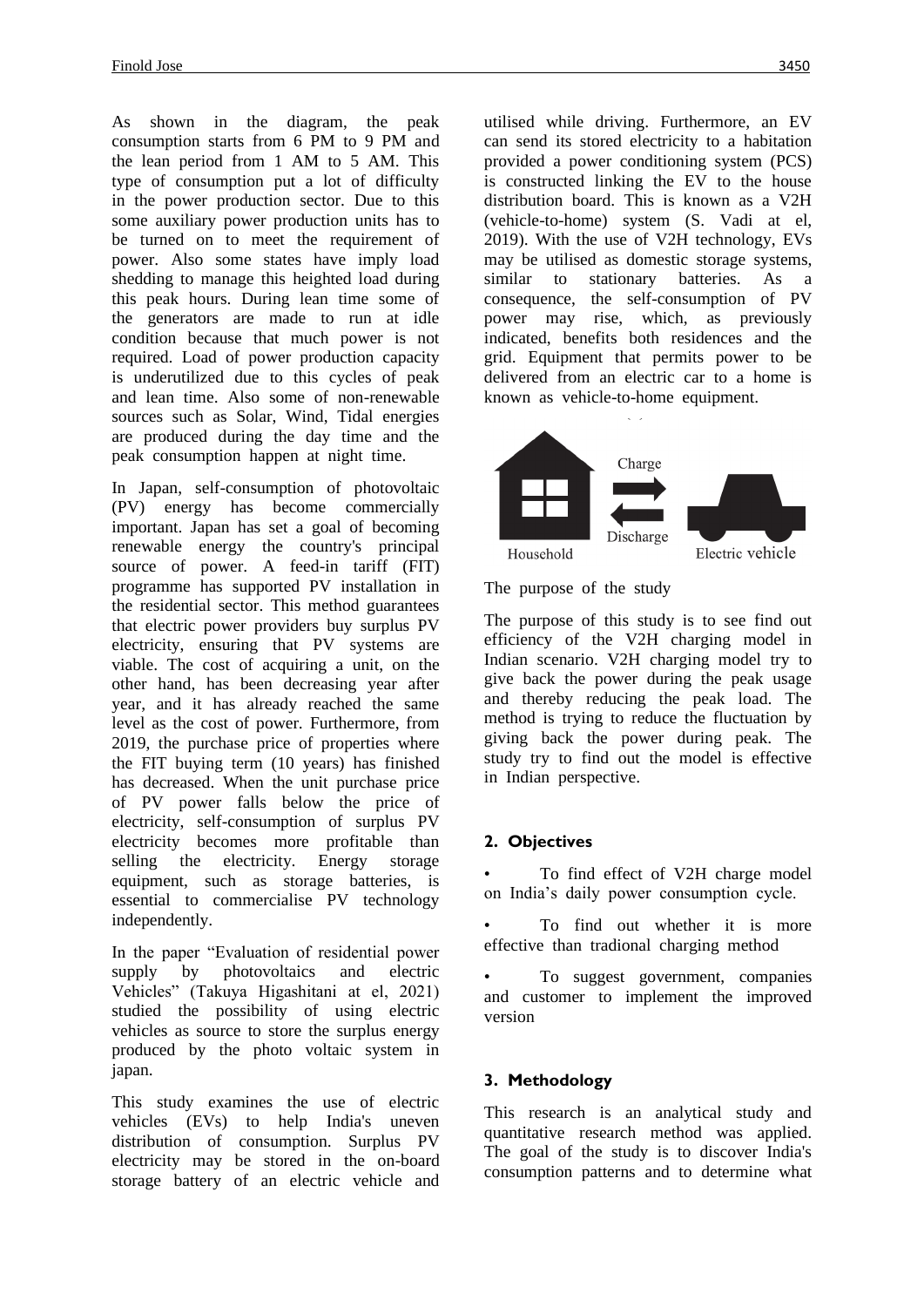As shown in the diagram, the peak consumption starts from 6 PM to 9 PM and the lean period from 1 AM to 5 AM. This type of consumption put a lot of difficulty in the power production sector. Due to this some auxiliary power production units has to be turned on to meet the requirement of power. Also some states have imply load shedding to manage this heighted load during this peak hours. During lean time some of the generators are made to run at idle condition because that much power is not required. Load of power production capacity is underutilized due to this cycles of peak and lean time. Also some of non-renewable sources such as Solar, Wind, Tidal energies are produced during the day time and the peak consumption happen at night time.

In Japan, self-consumption of photovoltaic (PV) energy has become commercially important. Japan has set a goal of becoming renewable energy the country's principal source of power. A feed-in tariff (FIT) programme has supported PV installation in the residential sector. This method guarantees that electric power providers buy surplus PV electricity, ensuring that PV systems are viable. The cost of acquiring a unit, on the other hand, has been decreasing year after year, and it has already reached the same level as the cost of power. Furthermore, from 2019, the purchase price of properties where the FIT buying term (10 years) has finished has decreased. When the unit purchase price of PV power falls below the price of electricity, self-consumption of surplus PV electricity becomes more profitable than selling the electricity. Energy storage equipment, such as storage batteries, is essential to commercialise PV technology independently.

In the paper "Evaluation of residential power supply by photovoltaics and electric Vehicles" (Takuya Higashitani at el, 2021) studied the possibility of using electric vehicles as source to store the surplus energy produced by the photo voltaic system in japan.

This study examines the use of electric vehicles (EVs) to help India's uneven distribution of consumption. Surplus PV electricity may be stored in the on-board storage battery of an electric vehicle and utilised while driving. Furthermore, an EV can send its stored electricity to a habitation provided a power conditioning system (PCS) is constructed linking the EV to the house distribution board. This is known as a V2H (vehicle-to-home) system (S. Vadi at el, 2019). With the use of V2H technology, EVs may be utilised as domestic storage systems, similar to stationary batteries. As a consequence, the self-consumption of PV power may rise, which, as previously indicated, benefits both residences and the grid. Equipment that permits power to be delivered from an electric car to a home is known as vehicle-to-home equipment.

Household — Charge / Discharge — Electric vehicle

The purpose of the study

The purpose of this study is to see find out efficiency of the V2H charging model in Indian scenario. V2H charging model try to give back the power during the peak usage and thereby reducing the peak load. The method is trying to reduce the fluctuation by giving back the power during peak. The study try to find out the model is effective in Indian perspective.

## 2. Objectives

- To find effect of V2H charge model on India's daily power consumption cycle.
- To find out whether it is more effective than tradional charging method
- To suggest government, companies and customer to implement the improved version

## 3. Methodology

This research is an analytical study and quantitative research method was applied. The goal of the study is to discover India's consumption patterns and to determine what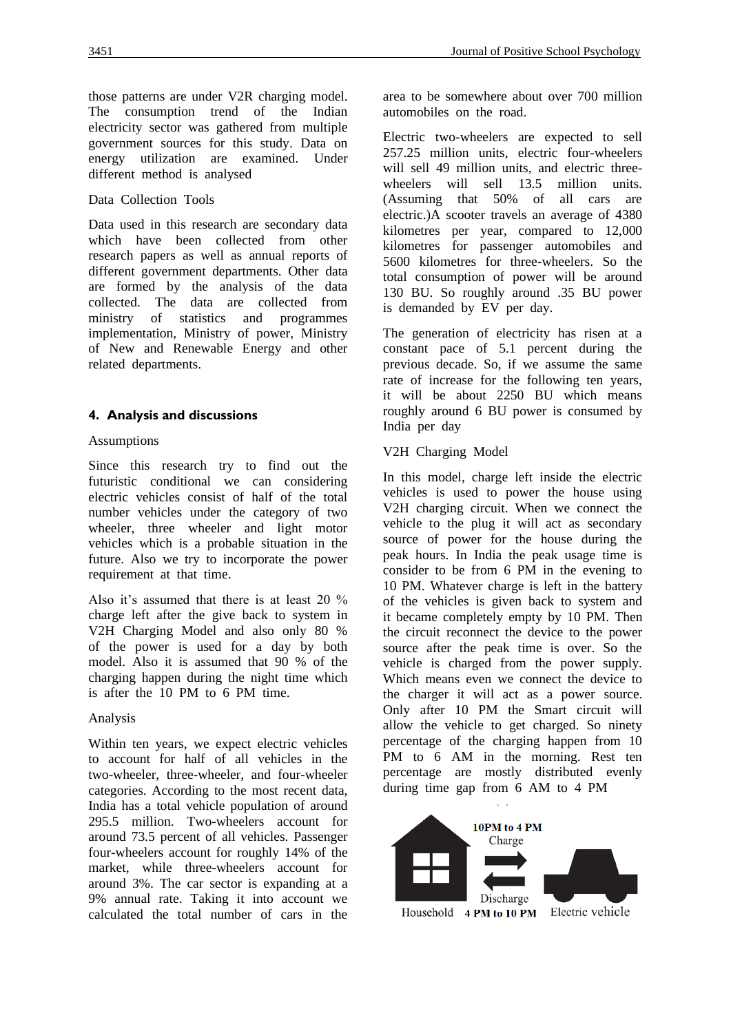those patterns are under V2R charging model. The consumption trend of the Indian electricity sector was gathered from multiple government sources for this study. Data on energy utilization are examined. Under different method is analysed

Data Collection Tools

Data used in this research are secondary data which have been collected from other research papers as well as annual reports of different government departments. Other data are formed by the analysis of the data collected. The data are collected from ministry of statistics and programmes implementation, Ministry of power, Ministry of New and Renewable Energy and other related departments.

## 4. Analysis and discussions

Assumptions

Since this research try to find out the futuristic conditional we can considering electric vehicles consist of half of the total number vehicles under the category of two wheeler, three wheeler and light motor vehicles which is a probable situation in the future. Also we try to incorporate the power requirement at that time.

Also it's assumed that there is at least 20 % charge left after the give back to system in V2H Charging Model and also only 80 % of the power is used for a day by both model. Also it is assumed that 90 % of the charging happen during the night time which is after the 10 PM to 6 PM time.

Analysis

Within ten years, we expect electric vehicles to account for half of all vehicles in the two-wheeler, three-wheeler, and four-wheeler categories. According to the most recent data, India has a total vehicle population of around 295.5 million. Two-wheelers account for around 73.5 percent of all vehicles. Passenger four-wheelers account for roughly 14% of the market, while three-wheelers account for around 3%. The car sector is expanding at a 9% annual rate. Taking it into account we calculated the total number of cars in the area to be somewhere about over 700 million automobiles on the road.

Electric two-wheelers are expected to sell 257.25 million units, electric four-wheelers will sell 49 million units, and electric three-wheelers will sell 13.5 million units. (Assuming that 50% of all cars are electric.)A scooter travels an average of 4380 kilometres per year, compared to 12,000 kilometres for passenger automobiles and 5600 kilometres for three-wheelers. So the total consumption of power will be around 130 BU. So roughly around .35 BU power is demanded by EV per day.

The generation of electricity has risen at a constant pace of 5.1 percent during the previous decade. So, if we assume the same rate of increase for the following ten years, it will be about 2250 BU which means roughly around 6 BU power is consumed by India per day

V2H Charging Model

In this model, charge left inside the electric vehicles is used to power the house using V2H charging circuit. When we connect the vehicle to the plug it will act as secondary source of power for the house during the peak hours. In India the peak usage time is consider to be from 6 PM in the evening to 10 PM. Whatever charge is left in the battery of the vehicles is given back to system and it became completely empty by 10 PM. Then the circuit reconnect the device to the power source after the peak time is over. So the vehicle is charged from the power supply. Which means even we connect the device to the charger it will act as a power source. Only after 10 PM the Smart circuit will allow the vehicle to get charged. So ninety percentage of the charging happen from 10 PM to 6 AM in the morning. Rest ten percentage are mostly distributed evenly during time gap from 6 AM to 4 PM

Household — 10PM to 4 PM Charge — 4 PM to 10 PM Discharge — Electric vehicle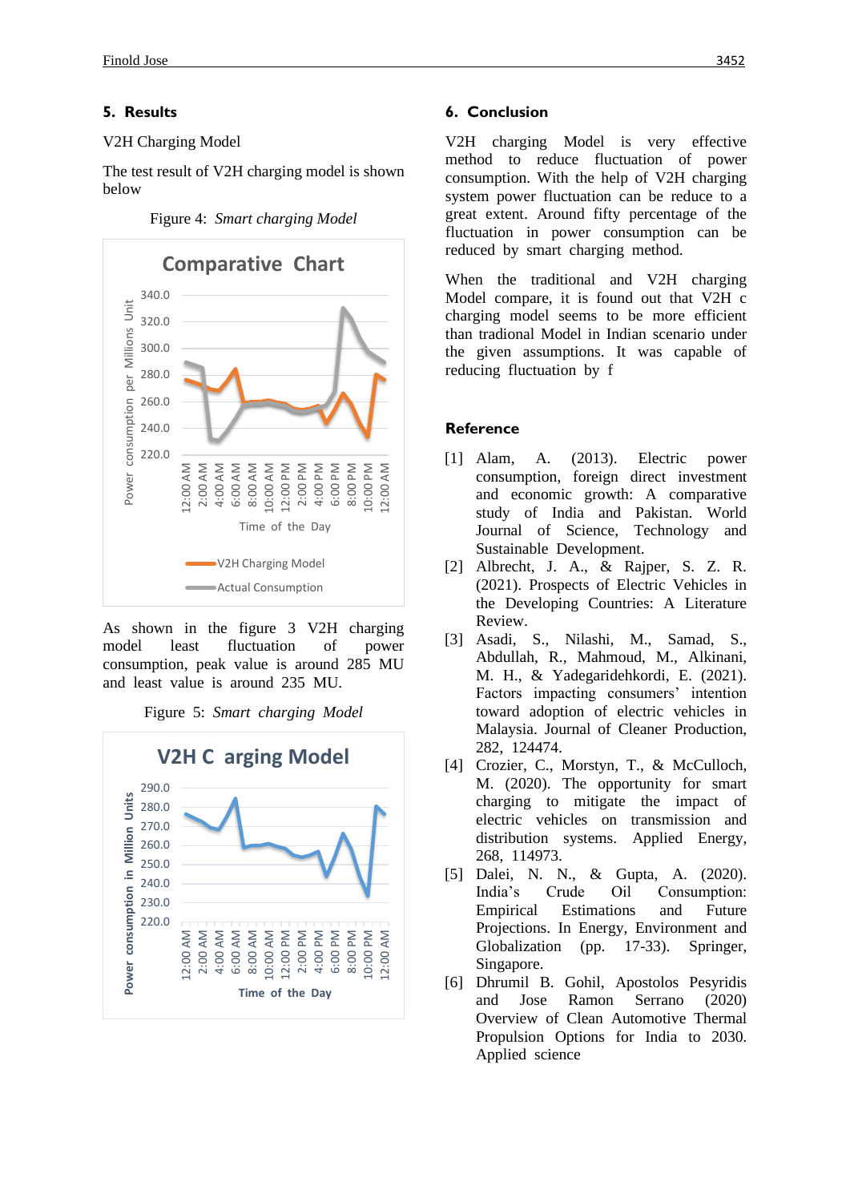## 5. Results

V2H Charging Model

The test result of V2H charging model is shown below

Figure 4: *Smart charging Model*

As shown in the figure 3 V2H charging model least fluctuation of power consumption, peak value is around 285 MU and least value is around 235 MU.

Figure 5: *Smart charging Model*

## 6. Conclusion

V2H charging Model is very effective method to reduce fluctuation of power consumption. With the help of V2H charging system power fluctuation can be reduce to a great extent. Around fifty percentage of the fluctuation in power consumption can be reduced by smart charging method.

When the traditional and V2H charging Model compare, it is found out that V2H c charging model seems to be more efficient than tradional Model in Indian scenario under the given assumptions. It was capable of reducing fluctuation by f

## Reference

[1] Alam, A. (2013). Electric power consumption, foreign direct investment and economic growth: A comparative study of India and Pakistan. World Journal of Science, Technology and Sustainable Development.

[2] Albrecht, J. A., & Rajper, S. Z. R. (2021). Prospects of Electric Vehicles in the Developing Countries: A Literature Review.

[3] Asadi, S., Nilashi, M., Samad, S., Abdullah, R., Mahmoud, M., Alkinani, M. H., & Yadegaridehkordi, E. (2021). Factors impacting consumers' intention toward adoption of electric vehicles in Malaysia. Journal of Cleaner Production, 282, 124474.

[4] Crozier, C., Morstyn, T., & McCulloch, M. (2020). The opportunity for smart charging to mitigate the impact of electric vehicles on transmission and distribution systems. Applied Energy, 268, 114973.

[5] Dalei, N. N., & Gupta, A. (2020). India's Crude Oil Consumption: Empirical Estimations and Future Projections. In Energy, Environment and Globalization (pp. 17-33). Springer, Singapore.

[6] Dhrumil B. Gohil, Apostolos Pesyridis and Jose Ramon Serrano (2020) Overview of Clean Automotive Thermal Propulsion Options for India to 2030. Applied science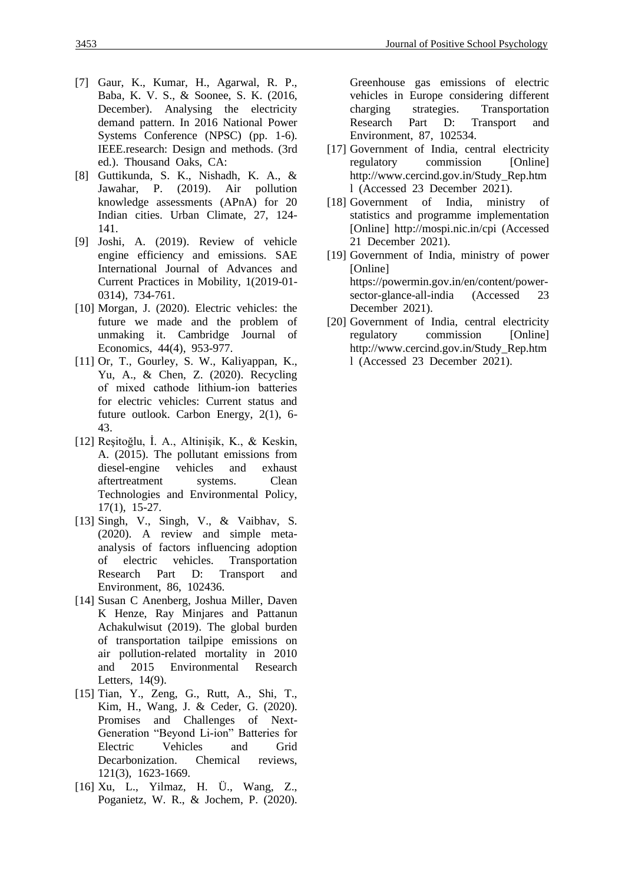[7] Gaur, K., Kumar, H., Agarwal, R. P., Baba, K. V. S., & Soonee, S. K. (2016, December). Analysing the electricity demand pattern. In 2016 National Power Systems Conference (NPSC) (pp. 1-6). IEEE.research: Design and methods. (3rd ed.). Thousand Oaks, CA:

[8] Guttikunda, S. K., Nishadh, K. A., & Jawahar, P. (2019). Air pollution knowledge assessments (APnA) for 20 Indian cities. Urban Climate, 27, 124-141.

[9] Joshi, A. (2019). Review of vehicle engine efficiency and emissions. SAE International Journal of Advances and Current Practices in Mobility, 1(2019-01-0314), 734-761.

[10] Morgan, J. (2020). Electric vehicles: the future we made and the problem of unmaking it. Cambridge Journal of Economics, 44(4), 953-977.

[11] Or, T., Gourley, S. W., Kaliyappan, K., Yu, A., & Chen, Z. (2020). Recycling of mixed cathode lithium-ion batteries for electric vehicles: Current status and future outlook. Carbon Energy, 2(1), 6-43.

[12] Reşitoğlu, İ. A., Altinişik, K., & Keskin, A. (2015). The pollutant emissions from diesel-engine vehicles and exhaust aftertreatment systems. Clean Technologies and Environmental Policy, 17(1), 15-27.

[13] Singh, V., Singh, V., & Vaibhav, S. (2020). A review and simple meta-analysis of factors influencing adoption of electric vehicles. Transportation Research Part D: Transport and Environment, 86, 102436.

[14] Susan C Anenberg, Joshua Miller, Daven K Henze, Ray Minjares and Pattanun Achakulwisut (2019). The global burden of transportation tailpipe emissions on air pollution-related mortality in 2010 and 2015 Environmental Research Letters, 14(9).

[15] Tian, Y., Zeng, G., Rutt, A., Shi, T., Kim, H., Wang, J. & Ceder, G. (2020). Promises and Challenges of Next-Generation "Beyond Li-ion" Batteries for Electric Vehicles and Grid Decarbonization. Chemical reviews, 121(3), 1623-1669.

[16] Xu, L., Yilmaz, H. Ü., Wang, Z., Poganietz, W. R., & Jochem, P. (2020). Greenhouse gas emissions of electric vehicles in Europe considering different charging strategies. Transportation Research Part D: Transport and Environment, 87, 102534.

[17] Government of India, central electricity regulatory commission [Online] http://www.cercind.gov.in/Study_Rep.html (Accessed 23 December 2021).

[18] Government of India, ministry of statistics and programme implementation [Online] http://mospi.nic.in/cpi (Accessed 21 December 2021).

[19] Government of India, ministry of power [Online] https://powermin.gov.in/en/content/power-sector-glance-all-india (Accessed 23 December 2021).

[20] Government of India, central electricity regulatory commission [Online] http://www.cercind.gov.in/Study_Rep.html (Accessed 23 December 2021).